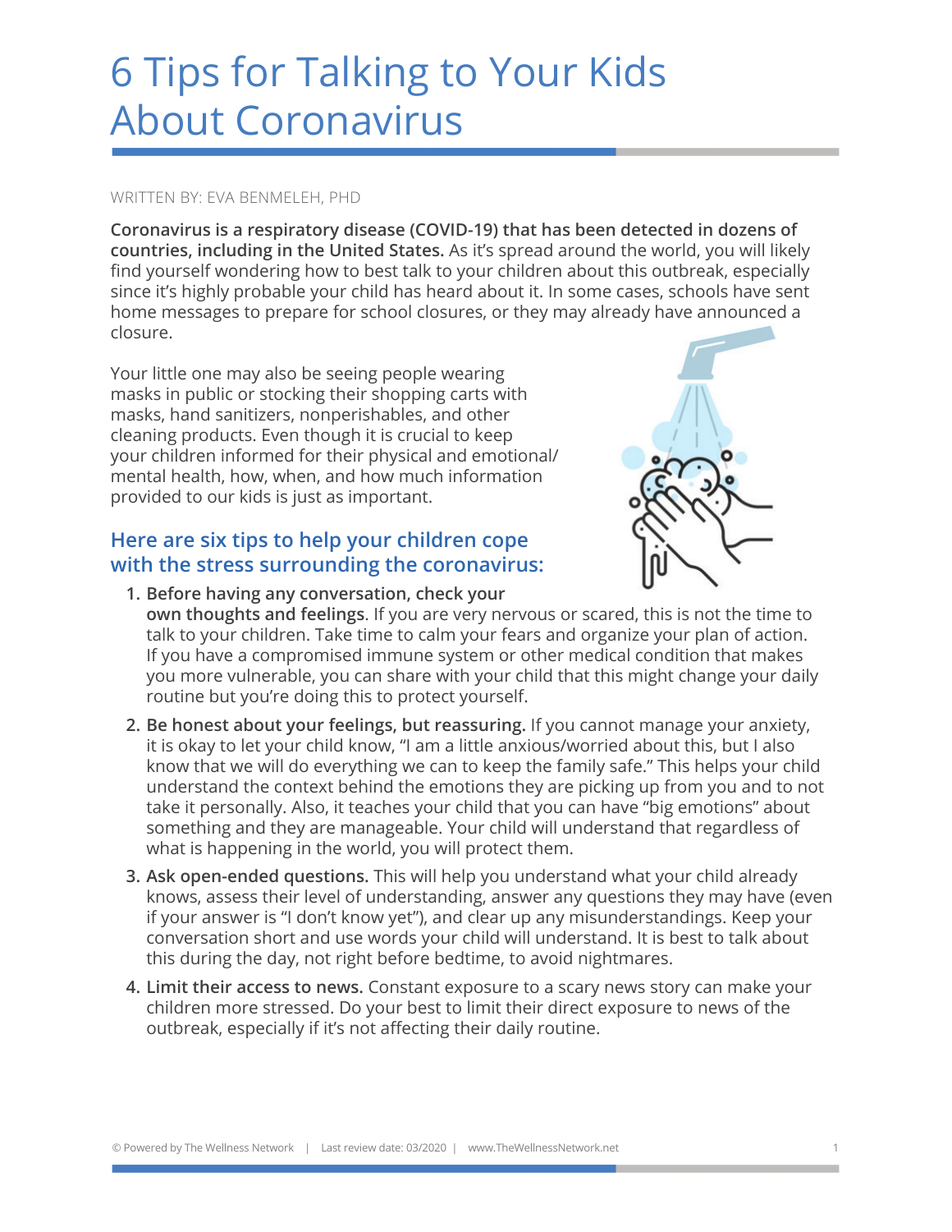# 6 Tips for Talking to Your Kids About Coronavirus

WRITTEN BY: EVA BENMELEH, PHD

**Coronavirus is a respiratory disease (COVID-19) that has been detected in dozens of countries, including in the United States.** As it's spread around the world, you will likely find yourself wondering how to best talk to your children about this outbreak, especially since it's highly probable your child has heard about it. In some cases, schools have sent home messages to prepare for school closures, or they may already have announced a closure.

Your little one may also be seeing people wearing masks in public or stocking their shopping carts with masks, hand sanitizers, nonperishables, and other cleaning products. Even though it is crucial to keep your children informed for their physical and emotional/mental health, how, when, and how much information provided to our kids is just as important.

## Here are six tips to help your children cope with the stress surrounding the coronavirus:

1. **Before having any conversation, check your own thoughts and feelings**. If you are very nervous or scared, this is not the time to talk to your children. Take time to calm your fears and organize your plan of action. If you have a compromised immune system or other medical condition that makes you more vulnerable, you can share with your child that this might change your daily routine but you're doing this to protect yourself.
2. **Be honest about your feelings, but reassuring.** If you cannot manage your anxiety, it is okay to let your child know, "I am a little anxious/worried about this, but I also know that we will do everything we can to keep the family safe." This helps your child understand the context behind the emotions they are picking up from you and to not take it personally. Also, it teaches your child that you can have "big emotions" about something and they are manageable. Your child will understand that regardless of what is happening in the world, you will protect them.
3. **Ask open-ended questions.** This will help you understand what your child already knows, assess their level of understanding, answer any questions they may have (even if your answer is "I don't know yet"), and clear up any misunderstandings. Keep your conversation short and use words your child will understand. It is best to talk about this during the day, not right before bedtime, to avoid nightmares.
4. **Limit their access to news.** Constant exposure to a scary news story can make your children more stressed. Do your best to limit their direct exposure to news of the outbreak, especially if it's not affecting their daily routine.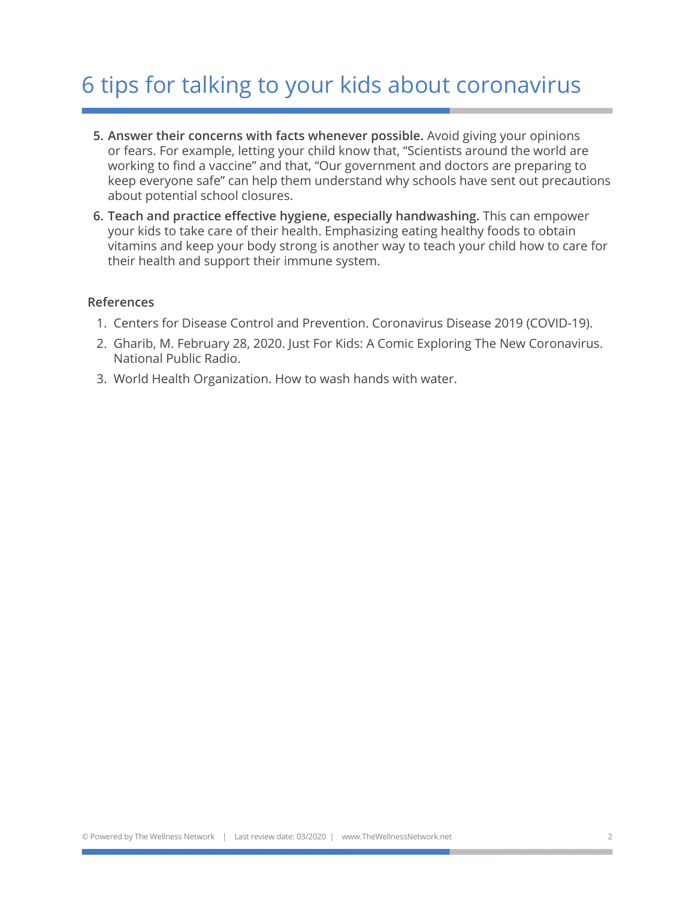# 6 tips for talking to your kids about coronavirus

5. **Answer their concerns with facts whenever possible.** Avoid giving your opinions or fears. For example, letting your child know that, “Scientists around the world are working to find a vaccine” and that, “Our government and doctors are preparing to keep everyone safe” can help them understand why schools have sent out precautions about potential school closures.
6. **Teach and practice effective hygiene, especially handwashing.** This can empower your kids to take care of their health. Emphasizing eating healthy foods to obtain vitamins and keep your body strong is another way to teach your child how to care for their health and support their immune system.

**References**

1. Centers for Disease Control and Prevention. Coronavirus Disease 2019 (COVID-19).
2. Gharib, M. February 28, 2020. Just For Kids: A Comic Exploring The New Coronavirus. National Public Radio.
3. World Health Organization. How to wash hands with water.